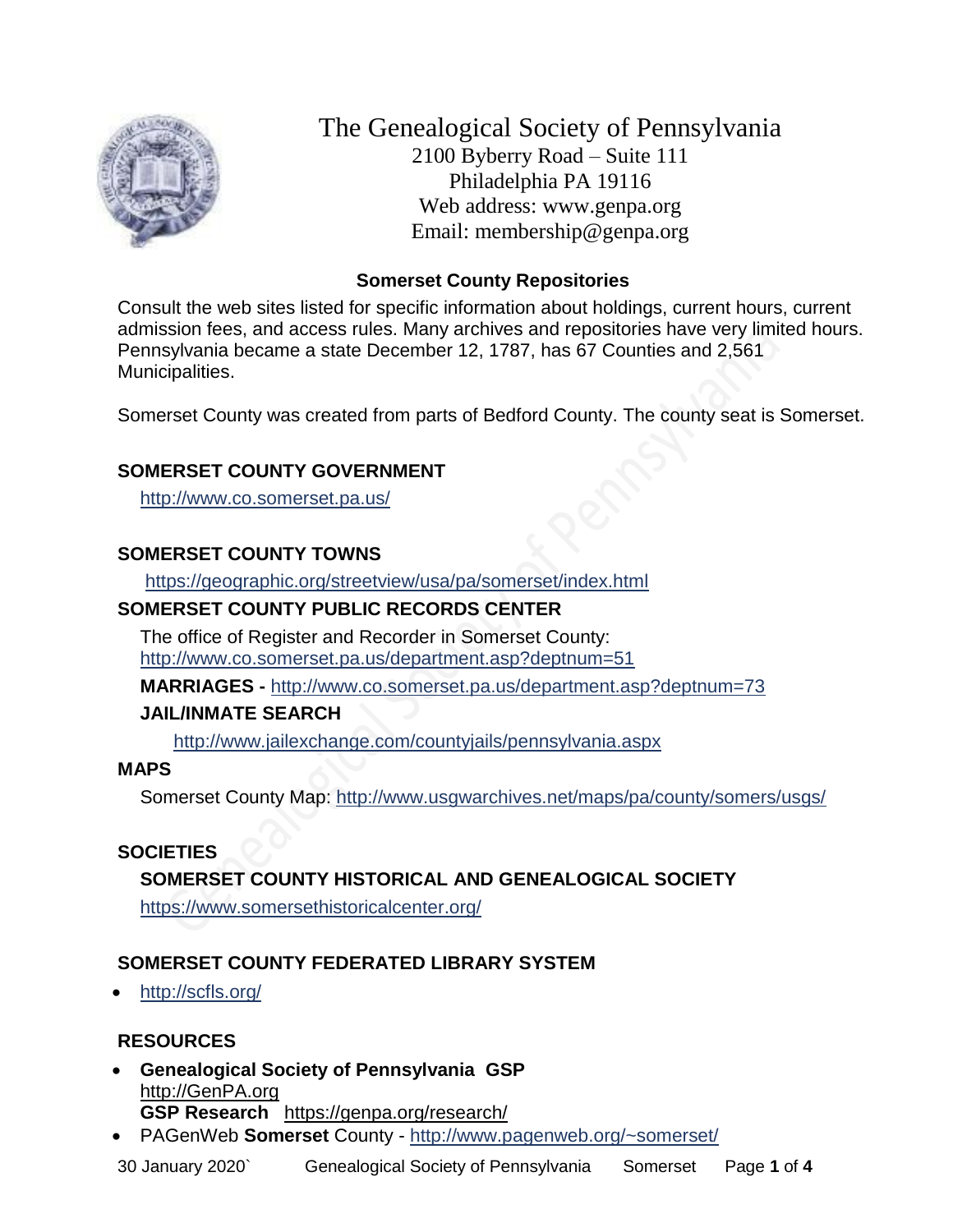# The Genealogical Society of Pennsylvania

2100 Byberry Road – Suite 111
Philadelphia PA 19116
Web address: www.genpa.org
Email: membership@genpa.org

## Somerset County Repositories

Consult the web sites listed for specific information about holdings, current hours, current admission fees, and access rules. Many archives and repositories have very limited hours. Pennsylvania became a state December 12, 1787, has 67 Counties and 2,561 Municipalities.

Somerset County was created from parts of Bedford County. The county seat is Somerset.

### SOMERSET COUNTY GOVERNMENT

http://www.co.somerset.pa.us/

### SOMERSET COUNTY TOWNS

https://geographic.org/streetview/usa/pa/somerset/index.html

### SOMERSET COUNTY PUBLIC RECORDS CENTER

The office of Register and Recorder in Somerset County:
http://www.co.somerset.pa.us/department.asp?deptnum=51

**MARRIAGES -** http://www.co.somerset.pa.us/department.asp?deptnum=73

**JAIL/INMATE SEARCH**

http://www.jailexchange.com/countyjails/pennsylvania.aspx

### MAPS

Somerset County Map: http://www.usgwarchives.net/maps/pa/county/somers/usgs/

### SOCIETIES

**SOMERSET COUNTY HISTORICAL AND GENEALOGICAL SOCIETY**

https://www.somersethistoricalcenter.org/

### SOMERSET COUNTY FEDERATED LIBRARY SYSTEM

- http://scfls.org/

### RESOURCES

- **Genealogical Society of Pennsylvania GSP**
  http://GenPA.org
  **GSP Research** https://genpa.org/research/
- PAGenWeb **Somerset** County - http://www.pagenweb.org/~somerset/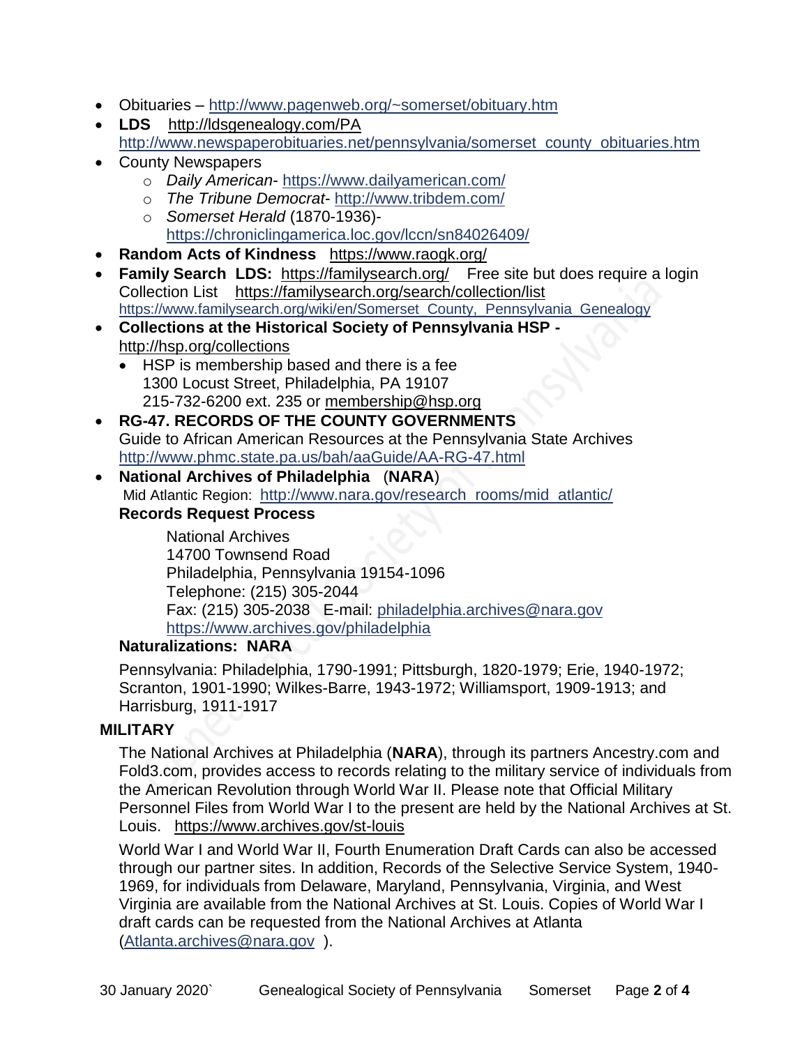- Obituaries – http://www.pagenweb.org/~somerset/obituary.htm
- **LDS** http://ldsgenealogy.com/PA
  http://www.newspaperobituaries.net/pennsylvania/somerset_county_obituaries.htm
- County Newspapers
  - *Daily American*- https://www.dailyamerican.com/
  - *The Tribune Democrat*- http://www.tribdem.com/
  - *Somerset Herald* (1870-1936)- https://chroniclingamerica.loc.gov/lccn/sn84026409/
- **Random Acts of Kindness** https://www.raogk.org/
- **Family Search LDS:** https://familysearch.org/ Free site but does require a login
  Collection List https://familysearch.org/search/collection/list
  https://www.familysearch.org/wiki/en/Somerset_County,_Pennsylvania_Genealogy
- **Collections at the Historical Society of Pennsylvania HSP -** http://hsp.org/collections
  - HSP is membership based and there is a fee
    1300 Locust Street, Philadelphia, PA 19107
    215-732-6200 ext. 235 or membership@hsp.org
- **RG-47. RECORDS OF THE COUNTY GOVERNMENTS**
  Guide to African American Resources at the Pennsylvania State Archives
  http://www.phmc.state.pa.us/bah/aaGuide/AA-RG-47.html
- **National Archives of Philadelphia** (**NARA**)
  Mid Atlantic Region: http://www.nara.gov/research_rooms/mid_atlantic/

  **Records Request Process**

  National Archives
  14700 Townsend Road
  Philadelphia, Pennsylvania 19154-1096
  Telephone: (215) 305-2044
  Fax: (215) 305-2038 E-mail: philadelphia.archives@nara.gov
  https://www.archives.gov/philadelphia

  **Naturalizations: NARA**

  Pennsylvania: Philadelphia, 1790-1991; Pittsburgh, 1820-1979; Erie, 1940-1972; Scranton, 1901-1990; Wilkes-Barre, 1943-1972; Williamsport, 1909-1913; and Harrisburg, 1911-1917

**MILITARY**

The National Archives at Philadelphia (**NARA**), through its partners Ancestry.com and Fold3.com, provides access to records relating to the military service of individuals from the American Revolution through World War II. Please note that Official Military Personnel Files from World War I to the present are held by the National Archives at St. Louis. https://www.archives.gov/st-louis

World War I and World War II, Fourth Enumeration Draft Cards can also be accessed through our partner sites. In addition, Records of the Selective Service System, 1940-1969, for individuals from Delaware, Maryland, Pennsylvania, Virginia, and West Virginia are available from the National Archives at St. Louis. Copies of World War I draft cards can be requested from the National Archives at Atlanta (Atlanta.archives@nara.gov ).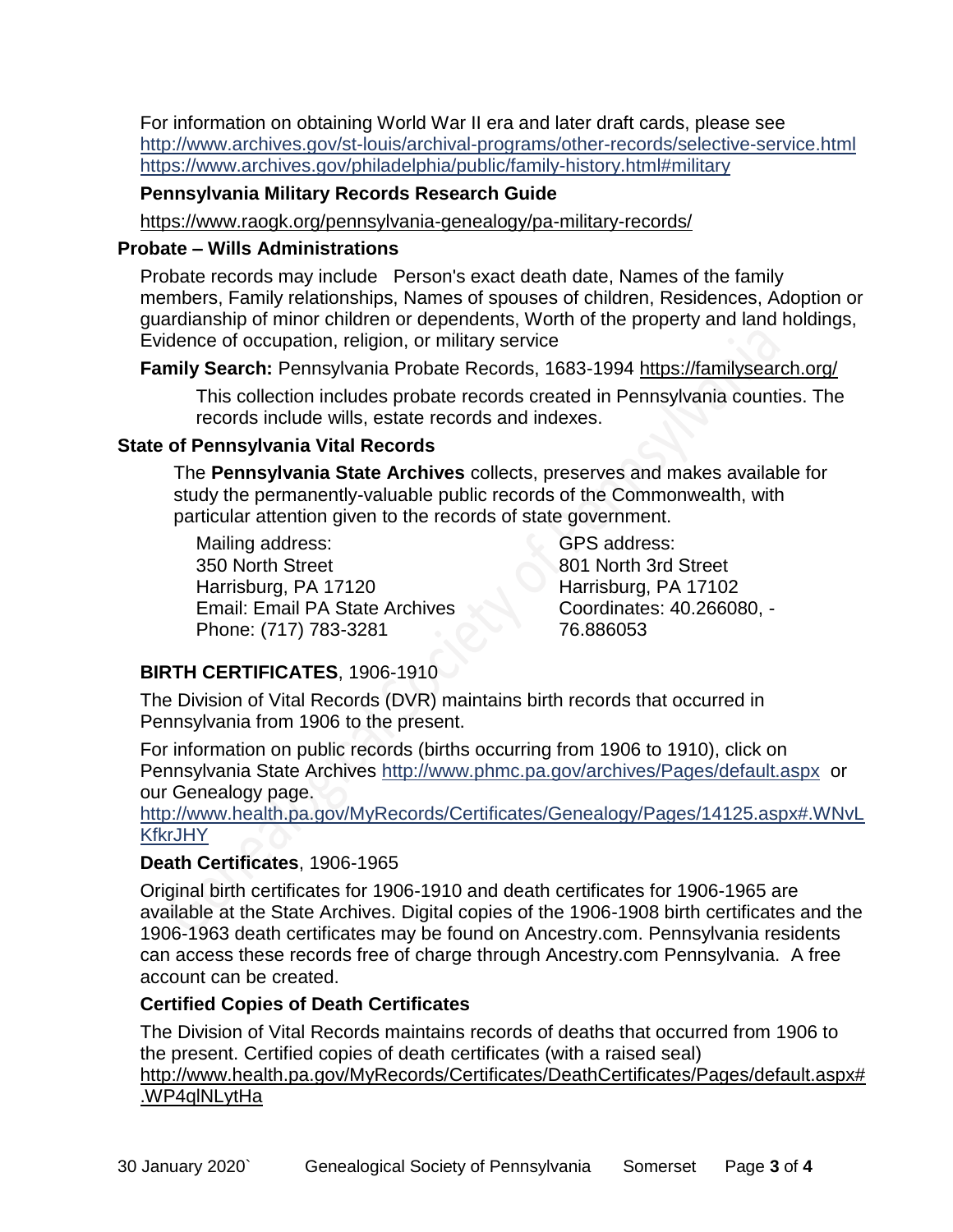For information on obtaining World War II era and later draft cards, please see
http://www.archives.gov/st-louis/archival-programs/other-records/selective-service.html
https://www.archives.gov/philadelphia/public/family-history.html#military

**Pennsylvania Military Records Research Guide**

https://www.raogk.org/pennsylvania-genealogy/pa-military-records/

## Probate – Wills Administrations

Probate records may include Person's exact death date, Names of the family members, Family relationships, Names of spouses of children, Residences, Adoption or guardianship of minor children or dependents, Worth of the property and land holdings, Evidence of occupation, religion, or military service

**Family Search:** Pennsylvania Probate Records, 1683-1994 https://familysearch.org/

This collection includes probate records created in Pennsylvania counties. The records include wills, estate records and indexes.

## State of Pennsylvania Vital Records

The **Pennsylvania State Archives** collects, preserves and makes available for study the permanently-valuable public records of the Commonwealth, with particular attention given to the records of state government.

Mailing address:
350 North Street
Harrisburg, PA 17120
Email: Email PA State Archives
Phone: (717) 783-3281

GPS address:
801 North 3rd Street
Harrisburg, PA 17102
Coordinates: 40.266080, -76.886053

**BIRTH CERTIFICATES**, 1906-1910

The Division of Vital Records (DVR) maintains birth records that occurred in Pennsylvania from 1906 to the present.

For information on public records (births occurring from 1906 to 1910), click on Pennsylvania State Archives http://www.phmc.pa.gov/archives/Pages/default.aspx or our Genealogy page.
http://www.health.pa.gov/MyRecords/Certificates/Genealogy/Pages/14125.aspx#.WNvLKfkrJHY

**Death Certificates**, 1906-1965

Original birth certificates for 1906-1910 and death certificates for 1906-1965 are available at the State Archives. Digital copies of the 1906-1908 birth certificates and the 1906-1963 death certificates may be found on Ancestry.com. Pennsylvania residents can access these records free of charge through Ancestry.com Pennsylvania. A free account can be created.

**Certified Copies of Death Certificates**

The Division of Vital Records maintains records of deaths that occurred from 1906 to the present. Certified copies of death certificates (with a raised seal)
http://www.health.pa.gov/MyRecords/Certificates/DeathCertificates/Pages/default.aspx#.WP4qlNLytHa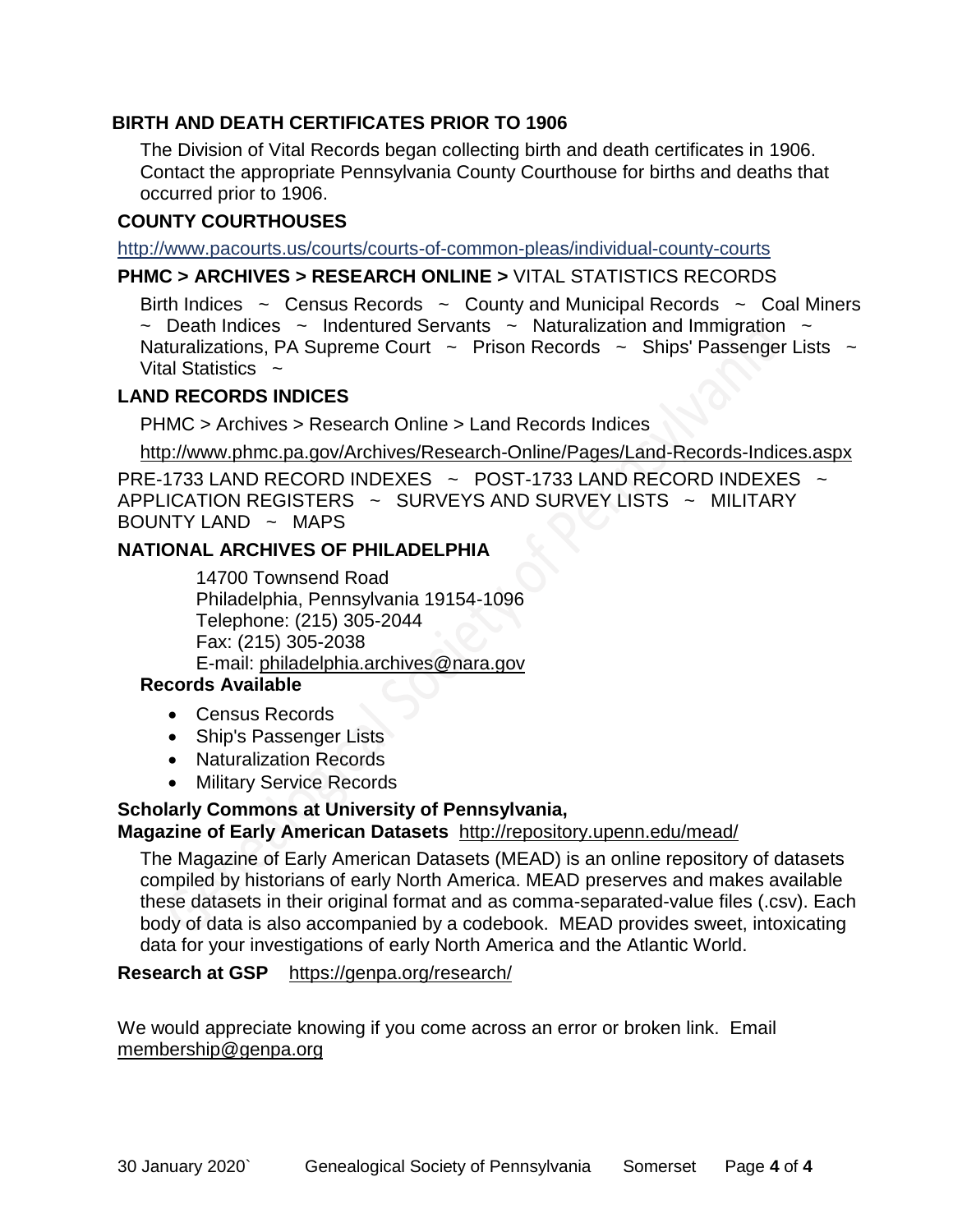**BIRTH AND DEATH CERTIFICATES PRIOR TO 1906**

The Division of Vital Records began collecting birth and death certificates in 1906. Contact the appropriate Pennsylvania County Courthouse for births and deaths that occurred prior to 1906.

**COUNTY COURTHOUSES**

http://www.pacourts.us/courts/courts-of-common-pleas/individual-county-courts

**PHMC > ARCHIVES > RESEARCH ONLINE >** VITAL STATISTICS RECORDS

Birth Indices ~ Census Records ~ County and Municipal Records ~ Coal Miners ~ Death Indices ~ Indentured Servants ~ Naturalization and Immigration ~ Naturalizations, PA Supreme Court ~ Prison Records ~ Ships' Passenger Lists ~ Vital Statistics ~

**LAND RECORDS INDICES**

PHMC > Archives > Research Online > Land Records Indices

http://www.phmc.pa.gov/Archives/Research-Online/Pages/Land-Records-Indices.aspx

PRE-1733 LAND RECORD INDEXES ~ POST-1733 LAND RECORD INDEXES ~ APPLICATION REGISTERS ~ SURVEYS AND SURVEY LISTS ~ MILITARY BOUNTY LAND ~ MAPS

**NATIONAL ARCHIVES OF PHILADELPHIA**

14700 Townsend Road
Philadelphia, Pennsylvania 19154-1096
Telephone: (215) 305-2044
Fax: (215) 305-2038
E-mail: philadelphia.archives@nara.gov

**Records Available**

- Census Records
- Ship's Passenger Lists
- Naturalization Records
- Military Service Records

**Scholarly Commons at University of Pennsylvania,**
**Magazine of Early American Datasets** http://repository.upenn.edu/mead/

The Magazine of Early American Datasets (MEAD) is an online repository of datasets compiled by historians of early North America. MEAD preserves and makes available these datasets in their original format and as comma-separated-value files (.csv). Each body of data is also accompanied by a codebook. MEAD provides sweet, intoxicating data for your investigations of early North America and the Atlantic World.

**Research at GSP** https://genpa.org/research/

We would appreciate knowing if you come across an error or broken link. Email membership@genpa.org